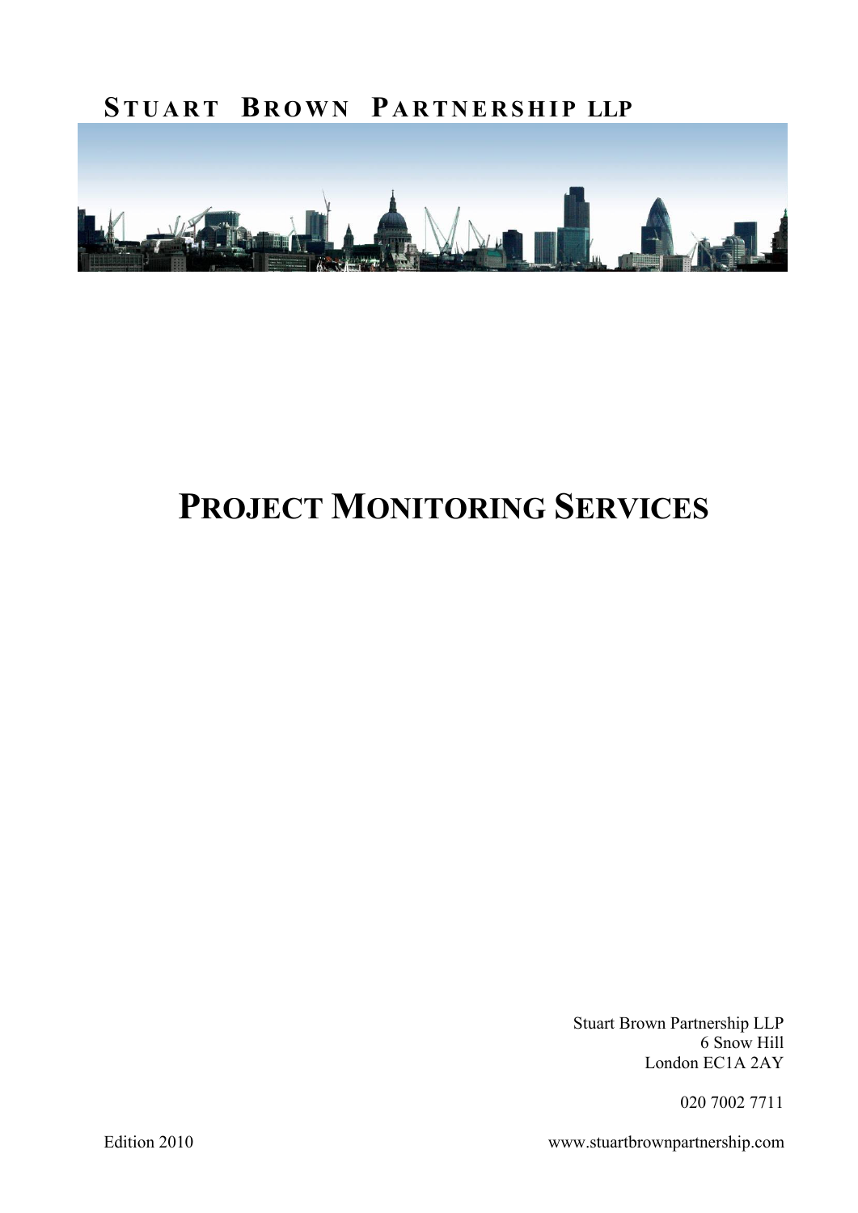**STUART BROWN PARTNERSHIP LLP**

# PROJECT MONITORING SERVICES

Stuart Brown Partnership LLP
6 Snow Hill
London EC1A 2AY

020 7002 7711

Edition 2010

www.stuartbrownpartnership.com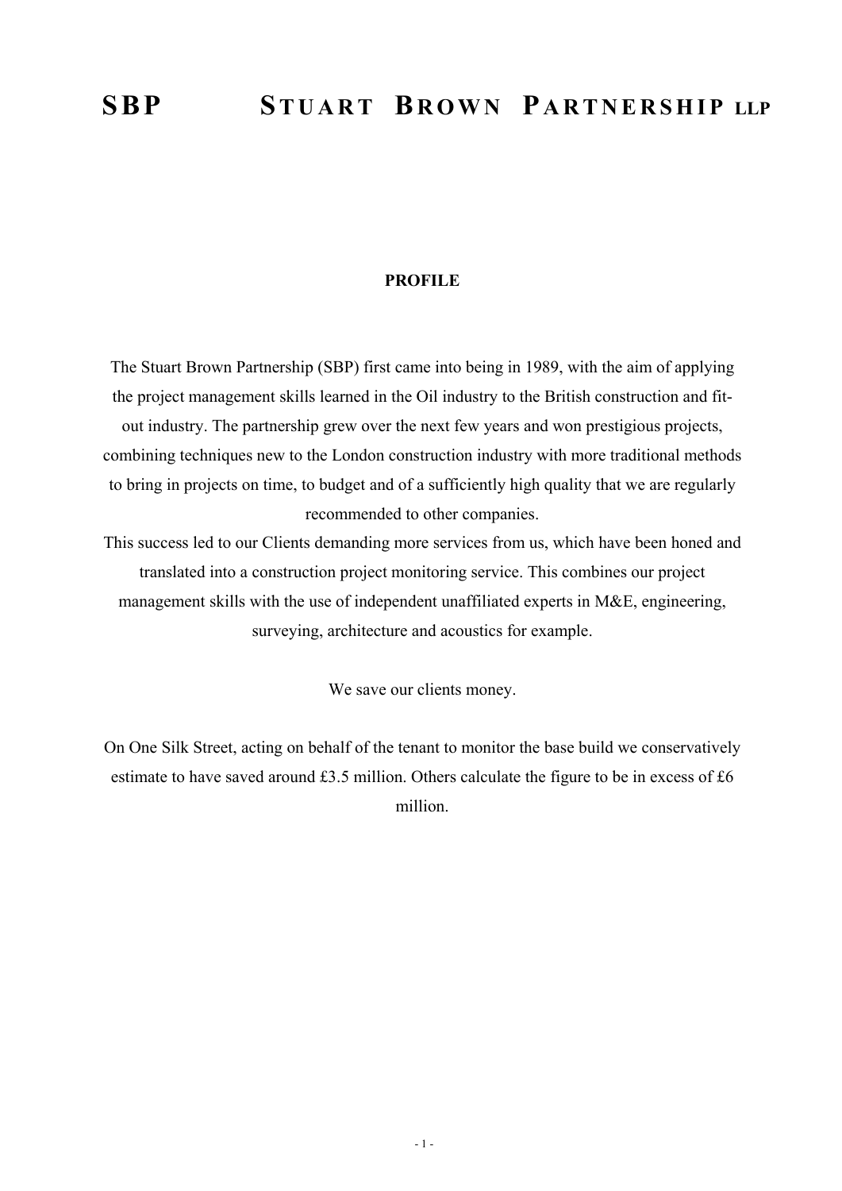# SBP STUART BROWN PARTNERSHIP LLP

## PROFILE

The Stuart Brown Partnership (SBP) first came into being in 1989, with the aim of applying the project management skills learned in the Oil industry to the British construction and fit-out industry. The partnership grew over the next few years and won prestigious projects, combining techniques new to the London construction industry with more traditional methods to bring in projects on time, to budget and of a sufficiently high quality that we are regularly recommended to other companies.

This success led to our Clients demanding more services from us, which have been honed and translated into a construction project monitoring service. This combines our project management skills with the use of independent unaffiliated experts in M&E, engineering, surveying, architecture and acoustics for example.

We save our clients money.

On One Silk Street, acting on behalf of the tenant to monitor the base build we conservatively estimate to have saved around £3.5 million. Others calculate the figure to be in excess of £6 million.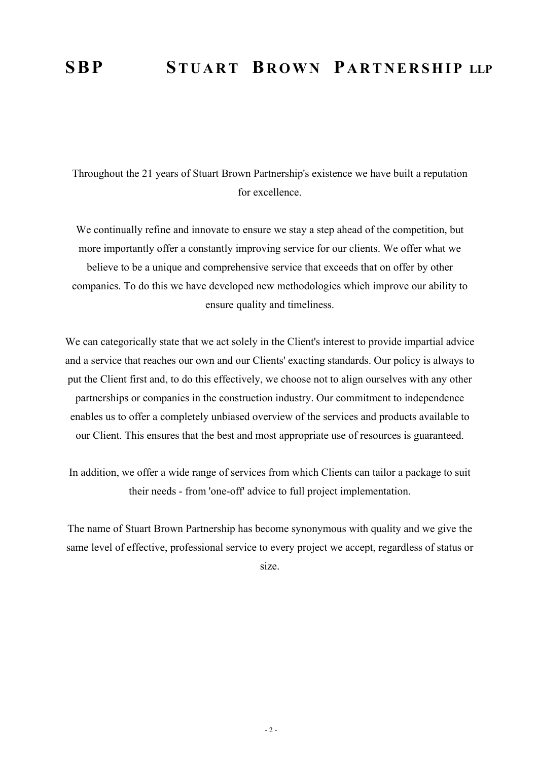Throughout the 21 years of Stuart Brown Partnership's existence we have built a reputation for excellence.

We continually refine and innovate to ensure we stay a step ahead of the competition, but more importantly offer a constantly improving service for our clients. We offer what we believe to be a unique and comprehensive service that exceeds that on offer by other companies. To do this we have developed new methodologies which improve our ability to ensure quality and timeliness.

We can categorically state that we act solely in the Client's interest to provide impartial advice and a service that reaches our own and our Clients' exacting standards. Our policy is always to put the Client first and, to do this effectively, we choose not to align ourselves with any other partnerships or companies in the construction industry. Our commitment to independence enables us to offer a completely unbiased overview of the services and products available to our Client. This ensures that the best and most appropriate use of resources is guaranteed.

In addition, we offer a wide range of services from which Clients can tailor a package to suit their needs - from 'one-off' advice to full project implementation.

The name of Stuart Brown Partnership has become synonymous with quality and we give the same level of effective, professional service to every project we accept, regardless of status or size.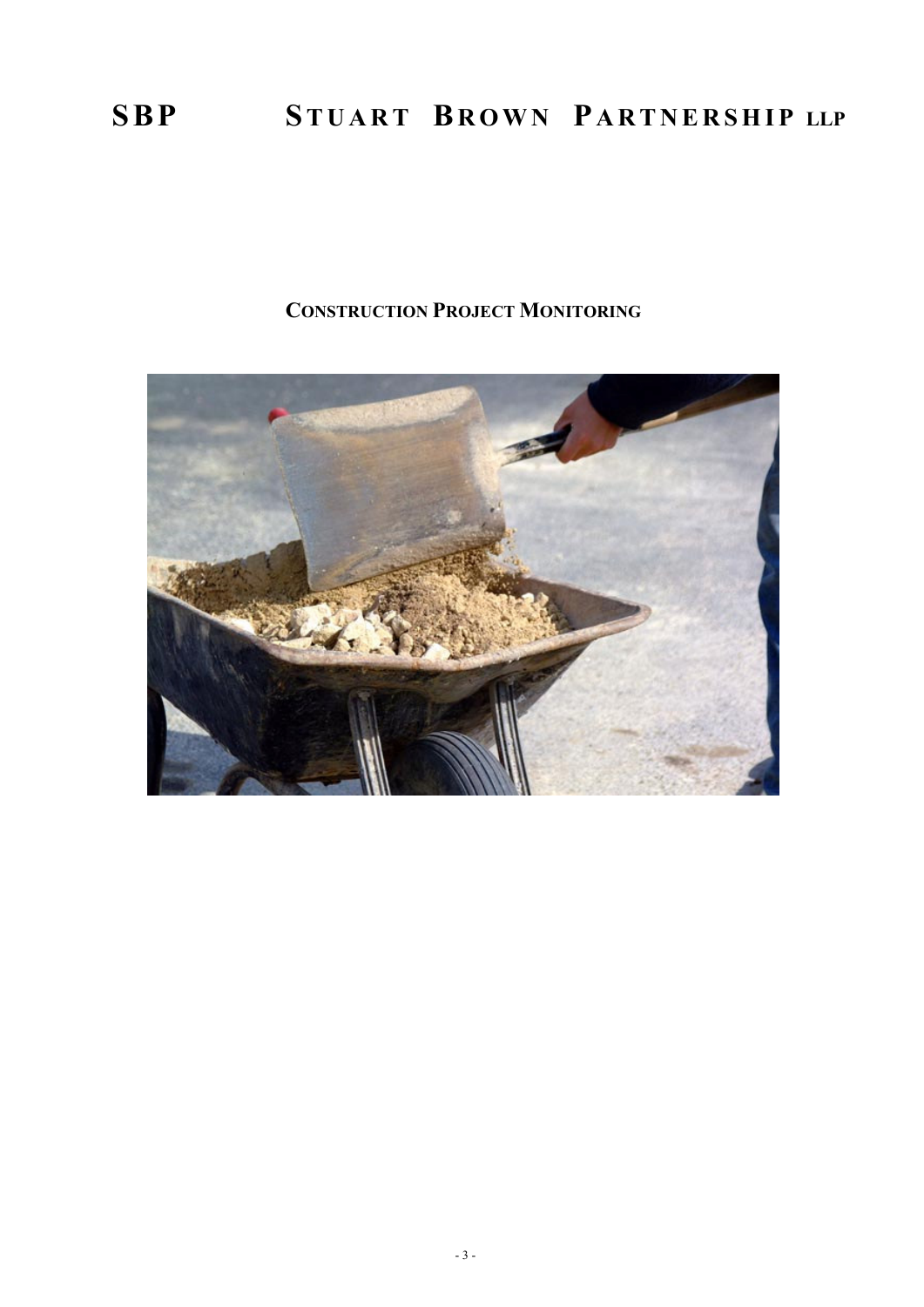**SBP STUART BROWN PARTNERSHIP LLP**

## CONSTRUCTION PROJECT MONITORING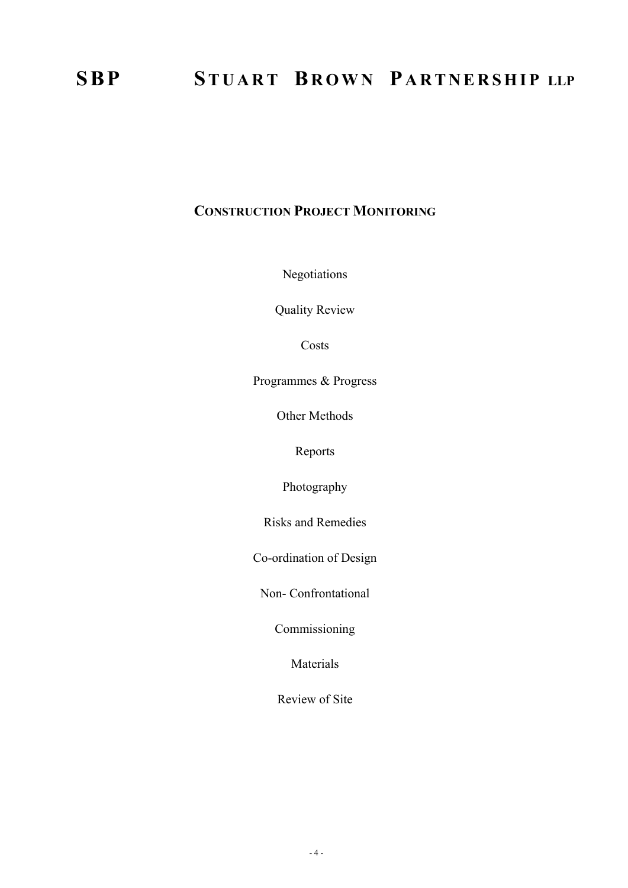# SBP STUART BROWN PARTNERSHIP LLP

## CONSTRUCTION PROJECT MONITORING

Negotiations

Quality Review

Costs

Programmes & Progress

Other Methods

Reports

Photography

Risks and Remedies

Co-ordination of Design

Non- Confrontational

Commissioning

Materials

Review of Site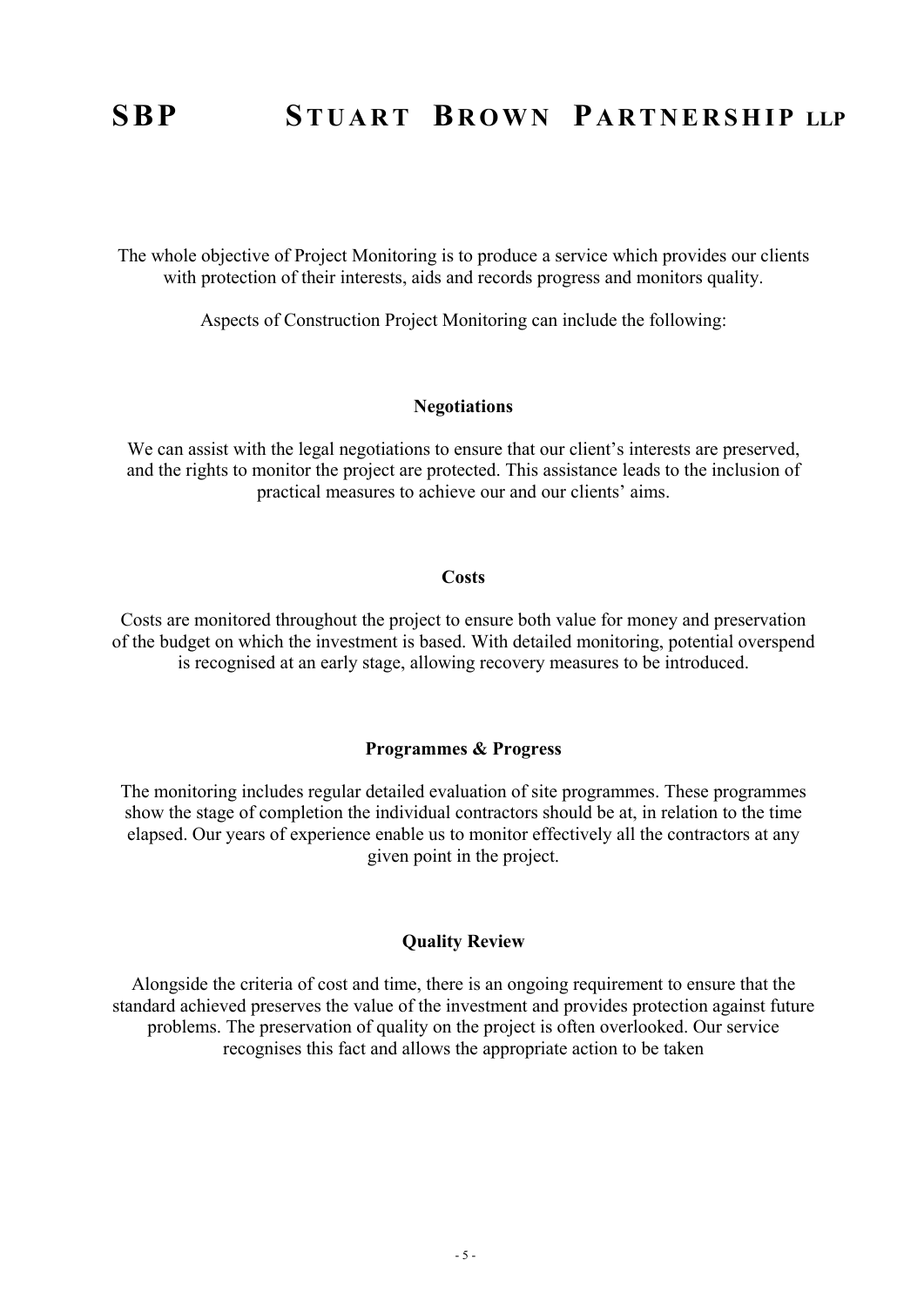The whole objective of Project Monitoring is to produce a service which provides our clients with protection of their interests, aids and records progress and monitors quality.

Aspects of Construction Project Monitoring can include the following:

**Negotiations**

We can assist with the legal negotiations to ensure that our client's interests are preserved, and the rights to monitor the project are protected. This assistance leads to the inclusion of practical measures to achieve our and our clients' aims.

**Costs**

Costs are monitored throughout the project to ensure both value for money and preservation of the budget on which the investment is based. With detailed monitoring, potential overspend is recognised at an early stage, allowing recovery measures to be introduced.

**Programmes & Progress**

The monitoring includes regular detailed evaluation of site programmes. These programmes show the stage of completion the individual contractors should be at, in relation to the time elapsed. Our years of experience enable us to monitor effectively all the contractors at any given point in the project.

**Quality Review**

Alongside the criteria of cost and time, there is an ongoing requirement to ensure that the standard achieved preserves the value of the investment and provides protection against future problems. The preservation of quality on the project is often overlooked. Our service recognises this fact and allows the appropriate action to be taken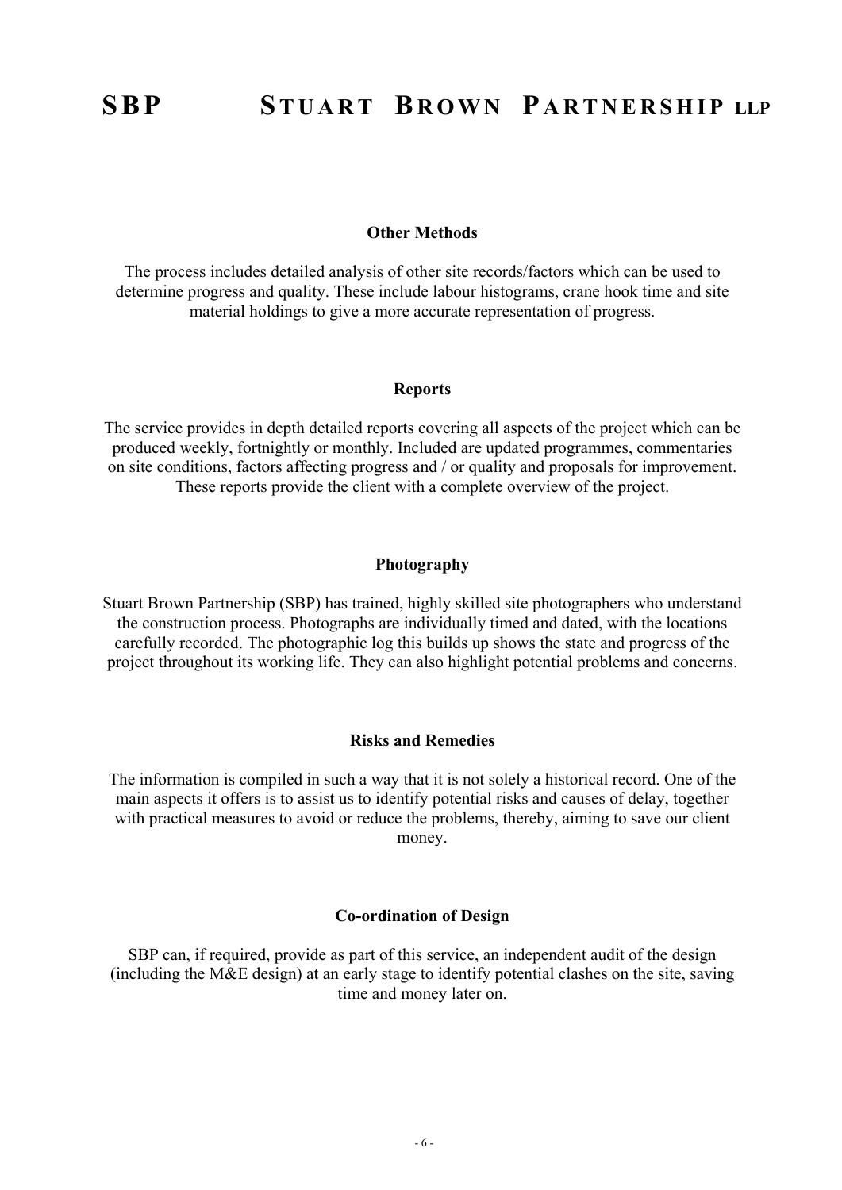### Other Methods

The process includes detailed analysis of other site records/factors which can be used to determine progress and quality. These include labour histograms, crane hook time and site material holdings to give a more accurate representation of progress.

### Reports

The service provides in depth detailed reports covering all aspects of the project which can be produced weekly, fortnightly or monthly. Included are updated programmes, commentaries on site conditions, factors affecting progress and / or quality and proposals for improvement. These reports provide the client with a complete overview of the project.

### Photography

Stuart Brown Partnership (SBP) has trained, highly skilled site photographers who understand the construction process. Photographs are individually timed and dated, with the locations carefully recorded. The photographic log this builds up shows the state and progress of the project throughout its working life. They can also highlight potential problems and concerns.

### Risks and Remedies

The information is compiled in such a way that it is not solely a historical record. One of the main aspects it offers is to assist us to identify potential risks and causes of delay, together with practical measures to avoid or reduce the problems, thereby, aiming to save our client money.

### Co-ordination of Design

SBP can, if required, provide as part of this service, an independent audit of the design (including the M&E design) at an early stage to identify potential clashes on the site, saving time and money later on.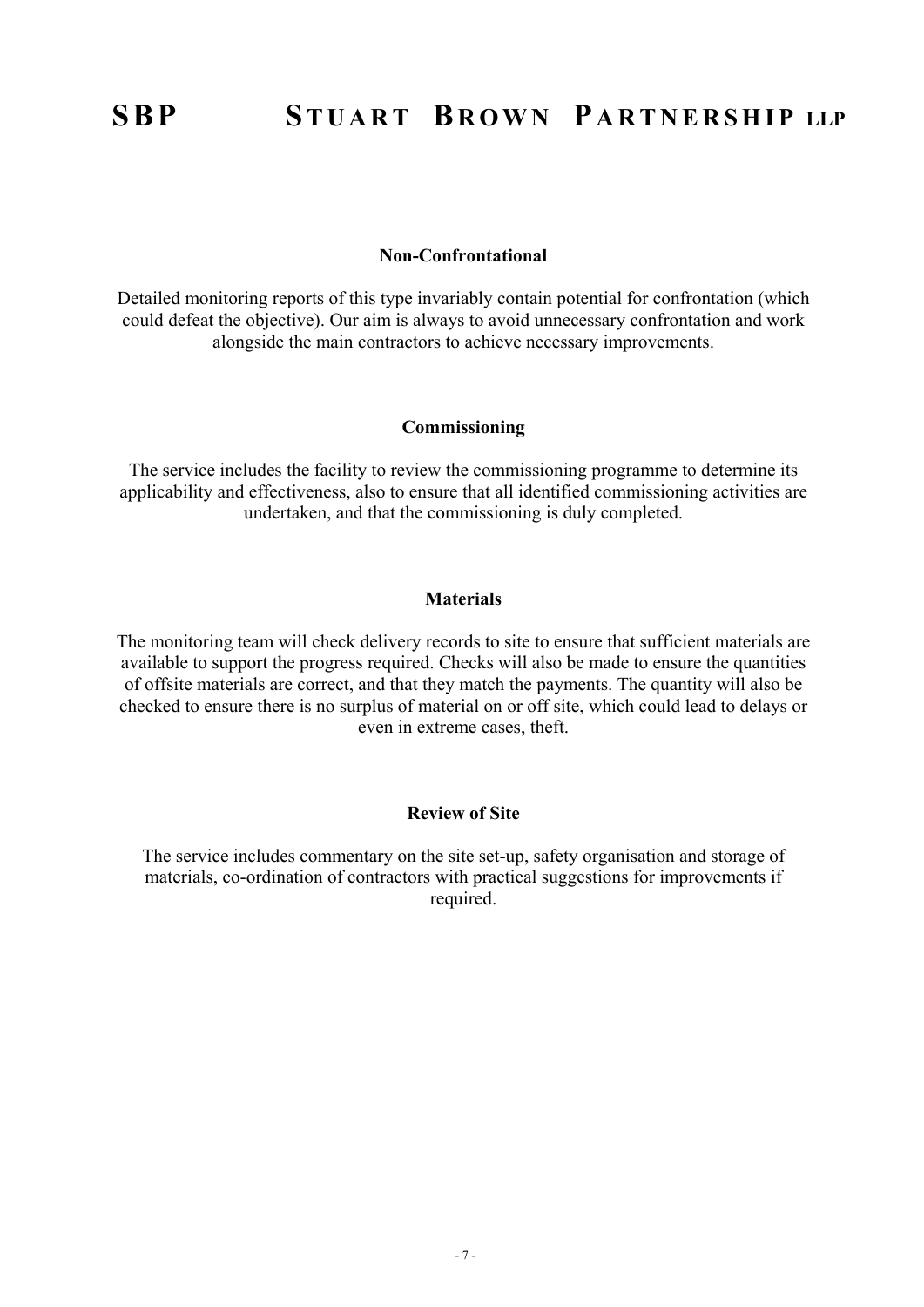### Non-Confrontational

Detailed monitoring reports of this type invariably contain potential for confrontation (which could defeat the objective). Our aim is always to avoid unnecessary confrontation and work alongside the main contractors to achieve necessary improvements.

### Commissioning

The service includes the facility to review the commissioning programme to determine its applicability and effectiveness, also to ensure that all identified commissioning activities are undertaken, and that the commissioning is duly completed.

### Materials

The monitoring team will check delivery records to site to ensure that sufficient materials are available to support the progress required. Checks will also be made to ensure the quantities of offsite materials are correct, and that they match the payments. The quantity will also be checked to ensure there is no surplus of material on or off site, which could lead to delays or even in extreme cases, theft.

### Review of Site

The service includes commentary on the site set-up, safety organisation and storage of materials, co-ordination of contractors with practical suggestions for improvements if required.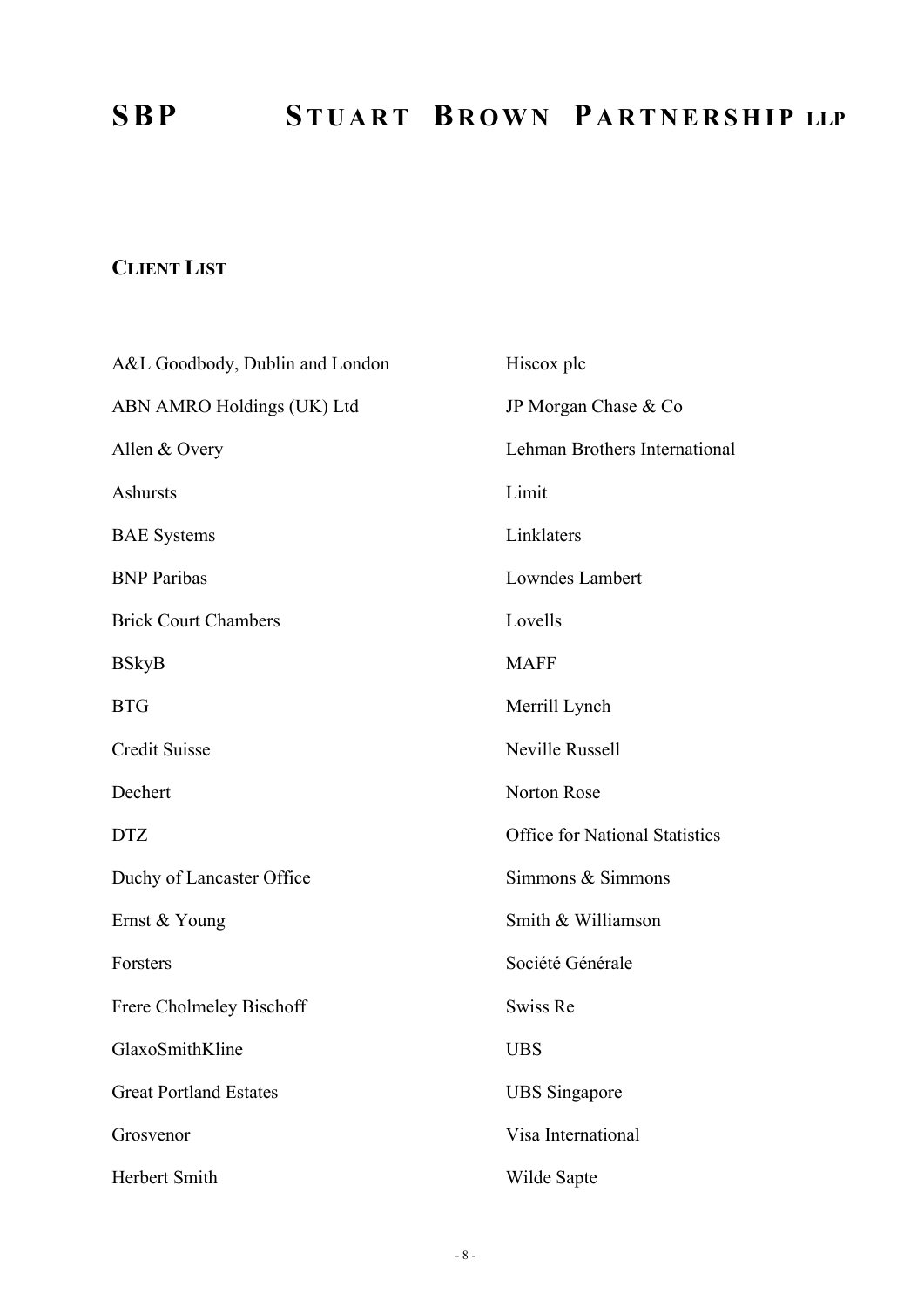# SBP STUART BROWN PARTNERSHIP LLP

## CLIENT LIST

A&L Goodbody, Dublin and London

ABN AMRO Holdings (UK) Ltd

Allen & Overy

Ashursts

BAE Systems

BNP Paribas

Brick Court Chambers

BSkyB

BTG

Credit Suisse

Dechert

DTZ

Duchy of Lancaster Office

Ernst & Young

Forsters

Frere Cholmeley Bischoff

GlaxoSmithKline

Great Portland Estates

Grosvenor

Herbert Smith

Hiscox plc

JP Morgan Chase & Co

Lehman Brothers International

Limit

Linklaters

Lowndes Lambert

Lovells

MAFF

Merrill Lynch

Neville Russell

Norton Rose

Office for National Statistics

Simmons & Simmons

Smith & Williamson

Société Générale

Swiss Re

UBS

UBS Singapore

Visa International

Wilde Sapte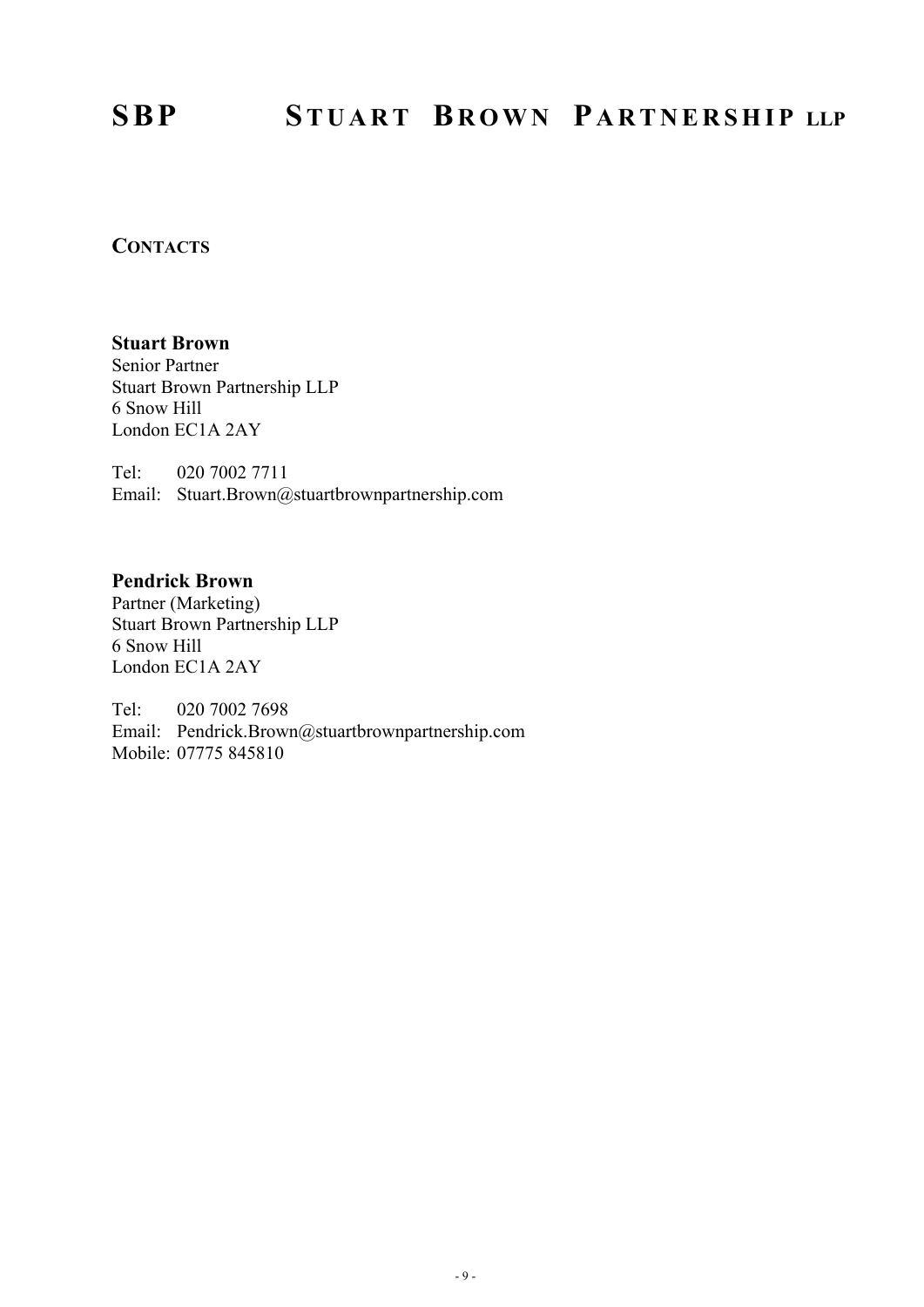# SBP STUART BROWN PARTNERSHIP LLP

## CONTACTS

**Stuart Brown**
Senior Partner
Stuart Brown Partnership LLP
6 Snow Hill
London EC1A 2AY

Tel: 020 7002 7711
Email: Stuart.Brown@stuartbrownpartnership.com

**Pendrick Brown**
Partner (Marketing)
Stuart Brown Partnership LLP
6 Snow Hill
London EC1A 2AY

Tel: 020 7002 7698
Email: Pendrick.Brown@stuartbrownpartnership.com
Mobile: 07775 845810